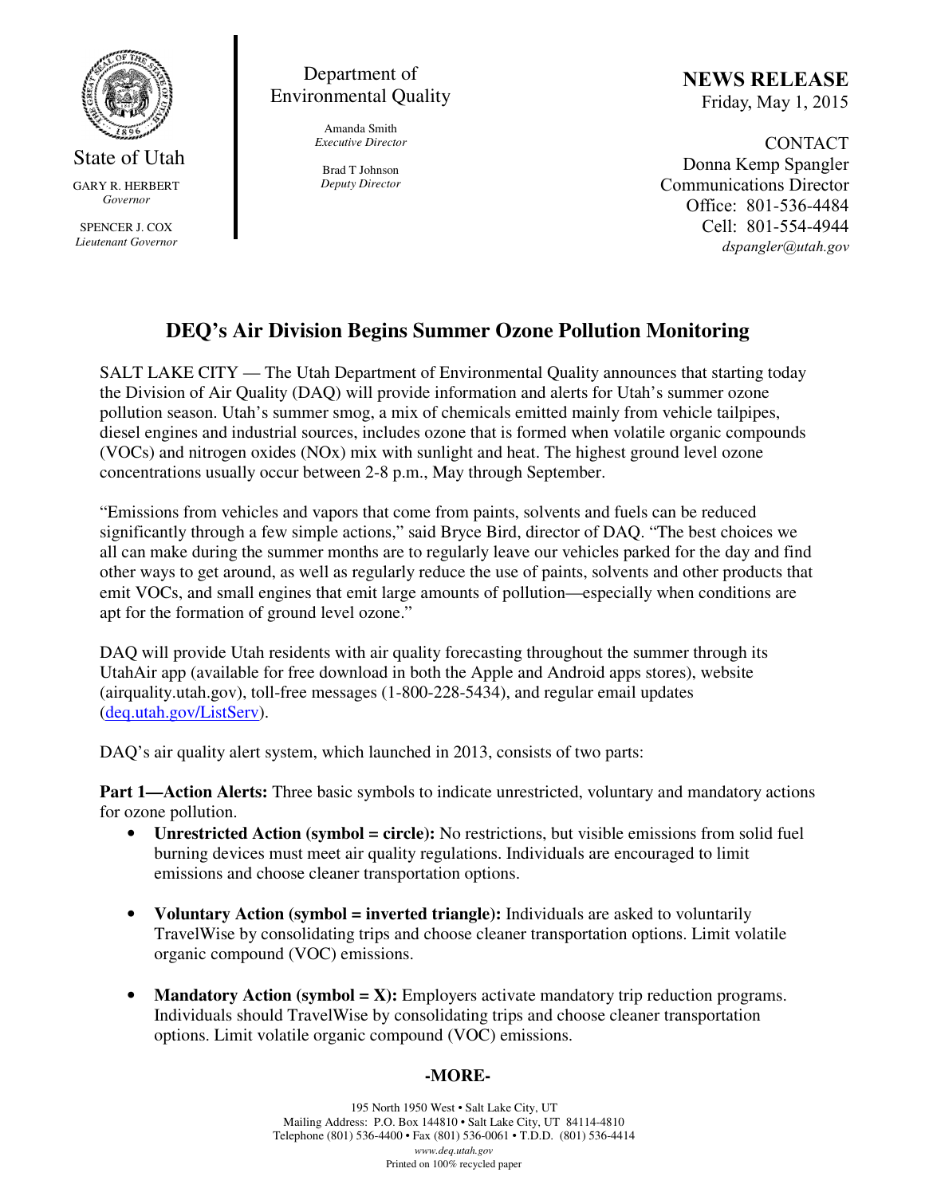State of Utah

GARY R. HERBERT
*Governor*

SPENCER J. COX
*Lieutenant Governor*

Department of Environmental Quality

Amanda Smith
*Executive Director*

Brad T Johnson
*Deputy Director*

**NEWS RELEASE**
Friday, May 1, 2015

CONTACT
Donna Kemp Spangler
Communications Director
Office: 801-536-4484
Cell: 801-554-4944
*dspangler@utah.gov*

# DEQ's Air Division Begins Summer Ozone Pollution Monitoring

SALT LAKE CITY — The Utah Department of Environmental Quality announces that starting today the Division of Air Quality (DAQ) will provide information and alerts for Utah's summer ozone pollution season. Utah's summer smog, a mix of chemicals emitted mainly from vehicle tailpipes, diesel engines and industrial sources, includes ozone that is formed when volatile organic compounds (VOCs) and nitrogen oxides (NOx) mix with sunlight and heat. The highest ground level ozone concentrations usually occur between 2-8 p.m., May through September.

"Emissions from vehicles and vapors that come from paints, solvents and fuels can be reduced significantly through a few simple actions," said Bryce Bird, director of DAQ. "The best choices we all can make during the summer months are to regularly leave our vehicles parked for the day and find other ways to get around, as well as regularly reduce the use of paints, solvents and other products that emit VOCs, and small engines that emit large amounts of pollution—especially when conditions are apt for the formation of ground level ozone."

DAQ will provide Utah residents with air quality forecasting throughout the summer through its UtahAir app (available for free download in both the Apple and Android apps stores), website (airquality.utah.gov), toll-free messages (1-800-228-5434), and regular email updates (deq.utah.gov/ListServ).

DAQ's air quality alert system, which launched in 2013, consists of two parts:

**Part 1—Action Alerts:** Three basic symbols to indicate unrestricted, voluntary and mandatory actions for ozone pollution.

- **Unrestricted Action (symbol = circle):** No restrictions, but visible emissions from solid fuel burning devices must meet air quality regulations. Individuals are encouraged to limit emissions and choose cleaner transportation options.
- **Voluntary Action (symbol = inverted triangle):** Individuals are asked to voluntarily TravelWise by consolidating trips and choose cleaner transportation options. Limit volatile organic compound (VOC) emissions.
- **Mandatory Action (symbol = X):** Employers activate mandatory trip reduction programs. Individuals should TravelWise by consolidating trips and choose cleaner transportation options. Limit volatile organic compound (VOC) emissions.

**-MORE-**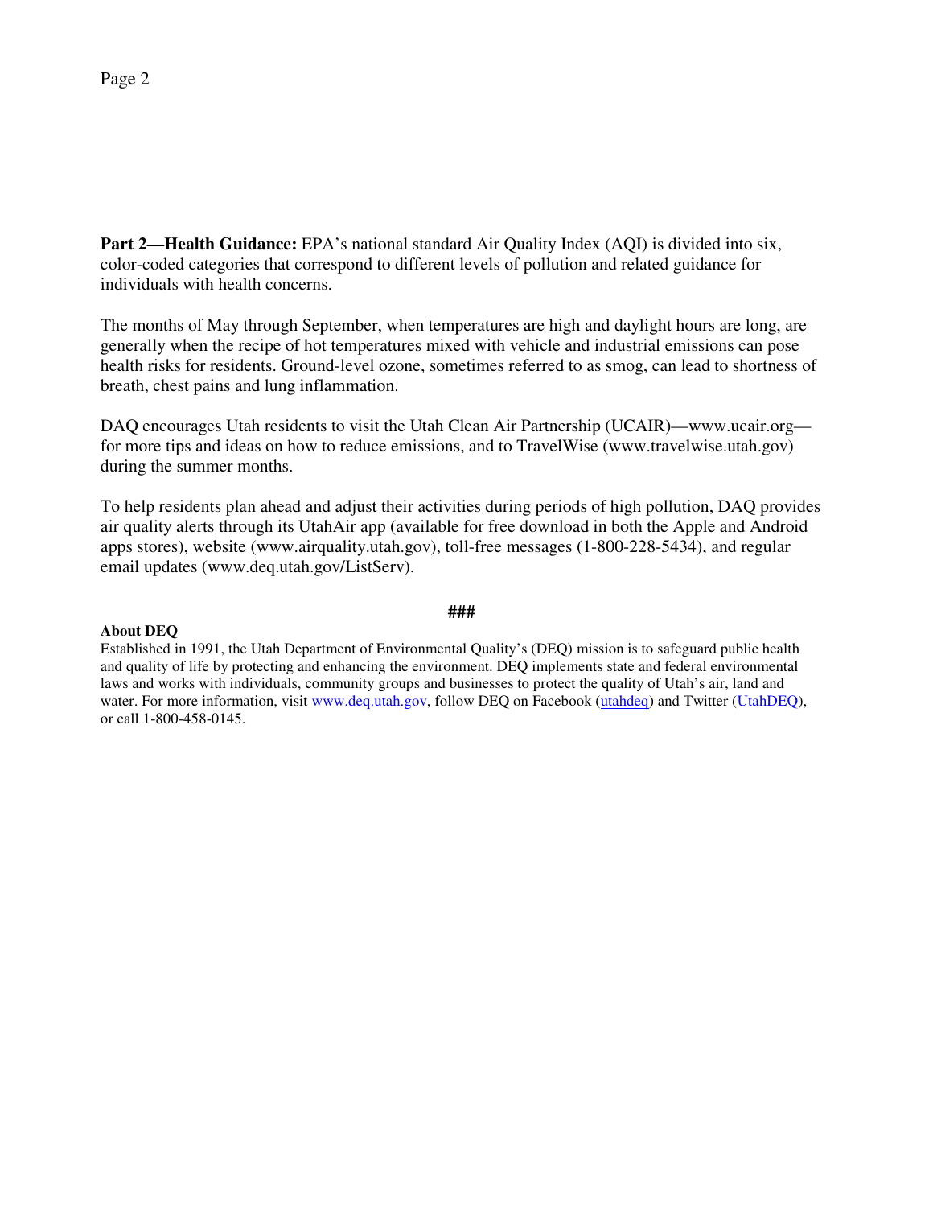**Part 2—Health Guidance:** EPA's national standard Air Quality Index (AQI) is divided into six, color-coded categories that correspond to different levels of pollution and related guidance for individuals with health concerns.

The months of May through September, when temperatures are high and daylight hours are long, are generally when the recipe of hot temperatures mixed with vehicle and industrial emissions can pose health risks for residents. Ground-level ozone, sometimes referred to as smog, can lead to shortness of breath, chest pains and lung inflammation.

DAQ encourages Utah residents to visit the Utah Clean Air Partnership (UCAIR)—www.ucair.org—for more tips and ideas on how to reduce emissions, and to TravelWise (www.travelwise.utah.gov) during the summer months.

To help residents plan ahead and adjust their activities during periods of high pollution, DAQ provides air quality alerts through its UtahAir app (available for free download in both the Apple and Android apps stores), website (www.airquality.utah.gov), toll-free messages (1-800-228-5434), and regular email updates (www.deq.utah.gov/ListServ).

###

**About DEQ**

Established in 1991, the Utah Department of Environmental Quality's (DEQ) mission is to safeguard public health and quality of life by protecting and enhancing the environment. DEQ implements state and federal environmental laws and works with individuals, community groups and businesses to protect the quality of Utah's air, land and water. For more information, visit www.deq.utah.gov, follow DEQ on Facebook (utahdeq) and Twitter (UtahDEQ), or call 1-800-458-0145.